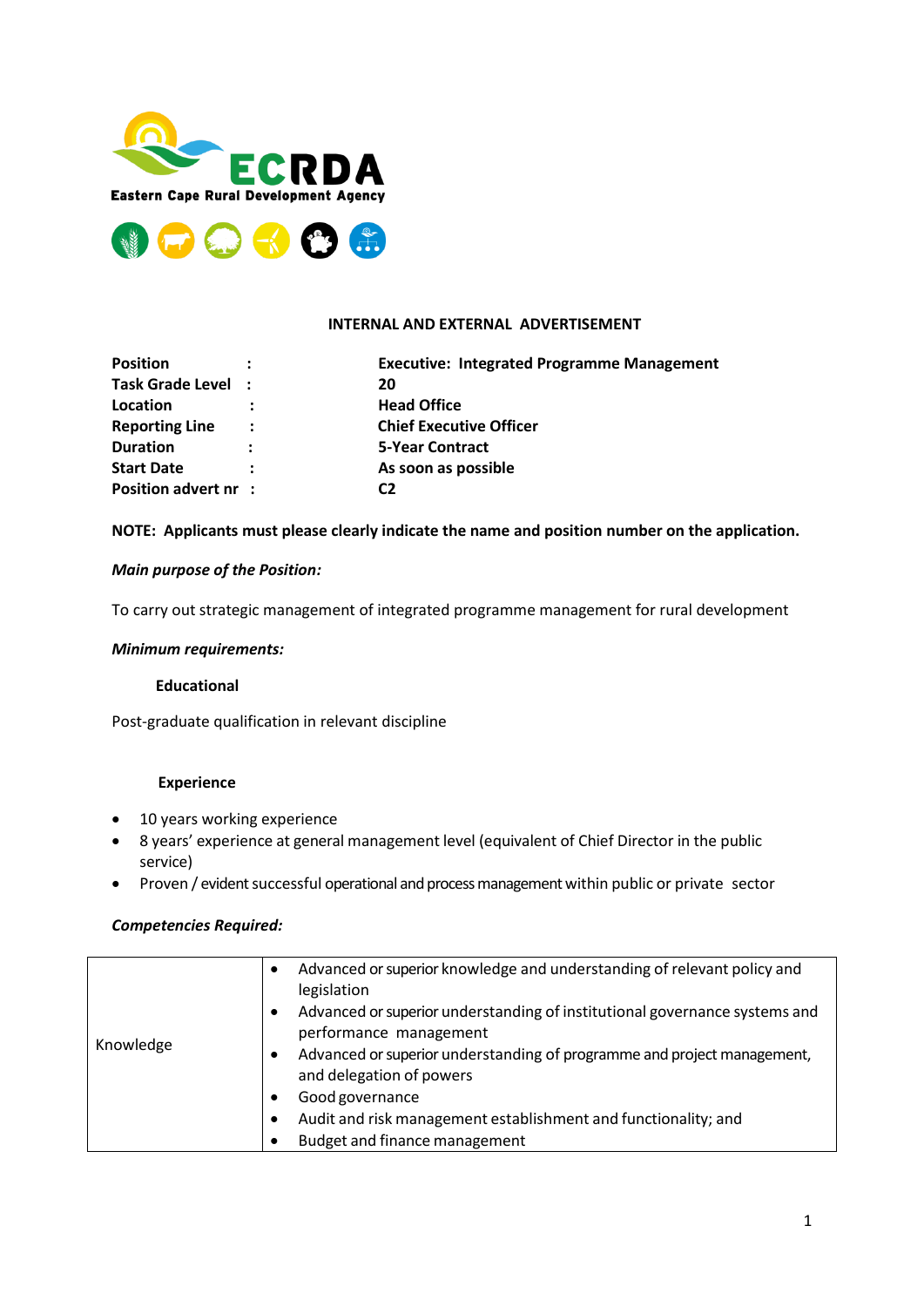ECRDA
Eastern Cape Rural Development Agency

**INTERNAL AND EXTERNAL ADVERTISEMENT**

| | | |
|---|---|---|
| **Position** | : | **Executive: Integrated Programme Management** |
| **Task Grade Level** | : | **20** |
| **Location** | : | **Head Office** |
| **Reporting Line** | : | **Chief Executive Officer** |
| **Duration** | : | **5-Year Contract** |
| **Start Date** | : | **As soon as possible** |
| **Position advert nr** | : | **C2** |

**NOTE: Applicants must please clearly indicate the name and position number on the application.**

***Main purpose of the Position:***

To carry out strategic management of integrated programme management for rural development

***Minimum requirements:***

**Educational**

Post-graduate qualification in relevant discipline

**Experience**

- 10 years working experience
- 8 years' experience at general management level (equivalent of Chief Director in the public service)
- Proven / evident successful operational and process management within public or private sector

***Competencies Required:***

| | |
|---|---|
| Knowledge | • Advanced or superior knowledge and understanding of relevant policy and legislation<br>• Advanced or superior understanding of institutional governance systems and performance management<br>• Advanced or superior understanding of programme and project management, and delegation of powers<br>• Good governance<br>• Audit and risk management establishment and functionality; and<br>• Budget and finance management |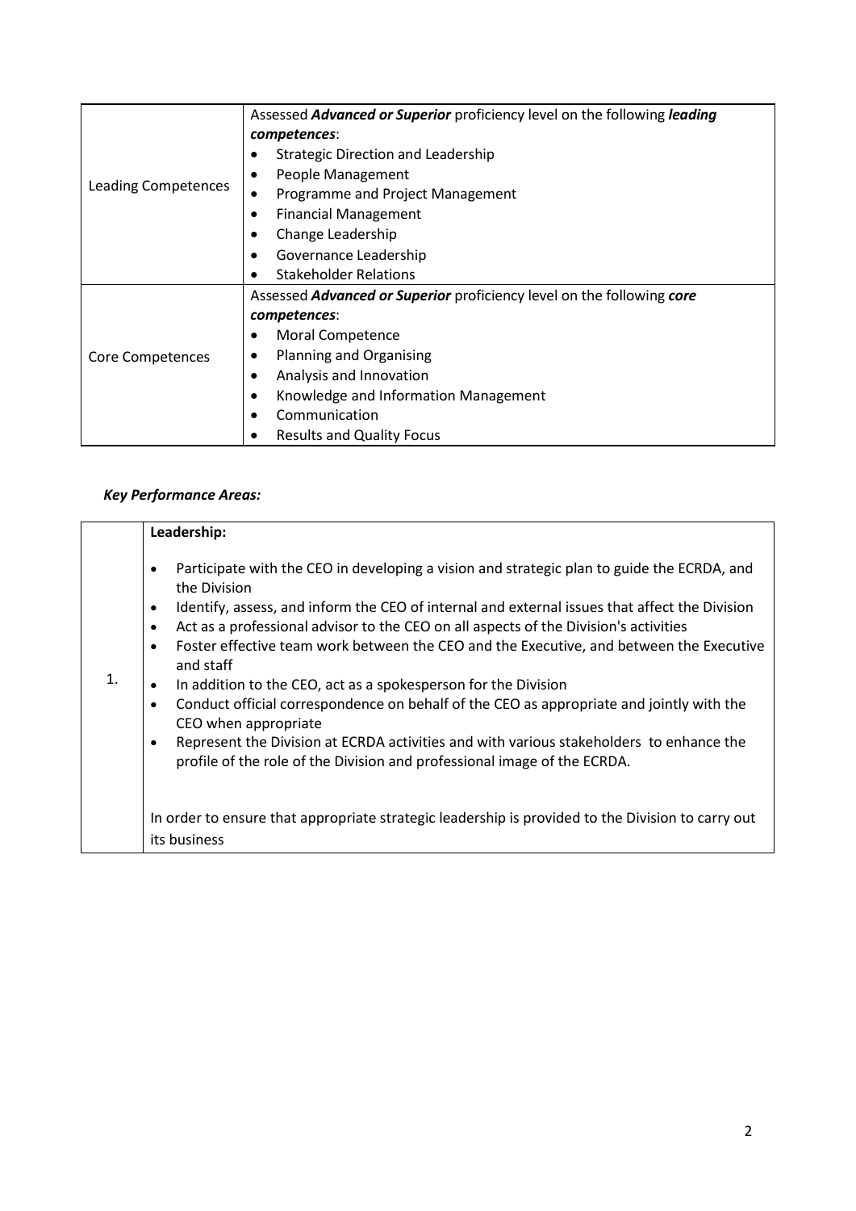| Leading Competences | Assessed ***Advanced or Superior*** proficiency level on the following ***leading competences***:<br>• Strategic Direction and Leadership<br>• People Management<br>• Programme and Project Management<br>• Financial Management<br>• Change Leadership<br>• Governance Leadership<br>• Stakeholder Relations |
|---|---|
| Core Competences | Assessed ***Advanced or Superior*** proficiency level on the following ***core competences***:<br>• Moral Competence<br>• Planning and Organising<br>• Analysis and Innovation<br>• Knowledge and Information Management<br>• Communication<br>• Results and Quality Focus |

***Key Performance Areas:***

| | |
|---|---|
| 1. | **Leadership:**<br>• Participate with the CEO in developing a vision and strategic plan to guide the ECRDA, and the Division<br>• Identify, assess, and inform the CEO of internal and external issues that affect the Division<br>• Act as a professional advisor to the CEO on all aspects of the Division's activities<br>• Foster effective team work between the CEO and the Executive, and between the Executive and staff<br>• In addition to the CEO, act as a spokesperson for the Division<br>• Conduct official correspondence on behalf of the CEO as appropriate and jointly with the CEO when appropriate<br>• Represent the Division at ECRDA activities and with various stakeholders to enhance the profile of the role of the Division and professional image of the ECRDA.<br><br>In order to ensure that appropriate strategic leadership is provided to the Division to carry out its business |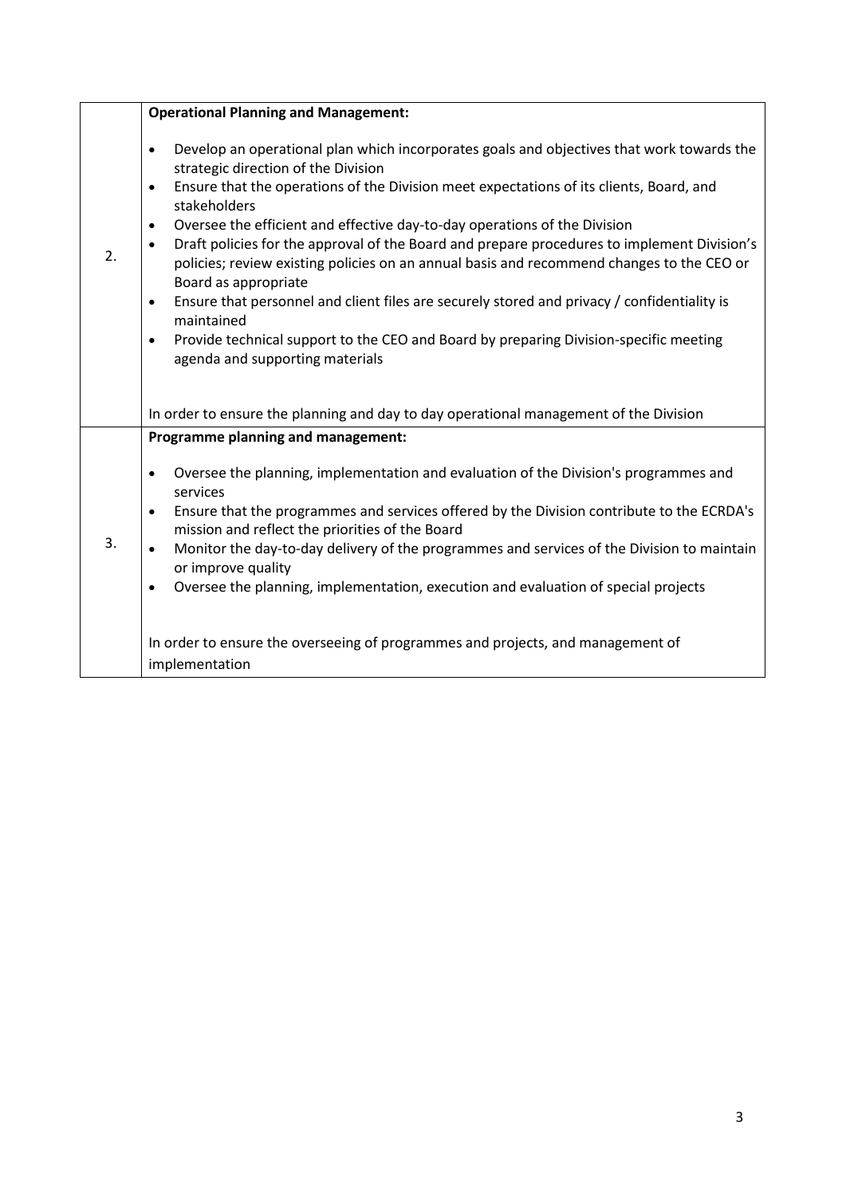| | |
|---|---|
| 2. | **Operational Planning and Management:**<br><br>• Develop an operational plan which incorporates goals and objectives that work towards the strategic direction of the Division<br>• Ensure that the operations of the Division meet expectations of its clients, Board, and stakeholders<br>• Oversee the efficient and effective day-to-day operations of the Division<br>• Draft policies for the approval of the Board and prepare procedures to implement Division's policies; review existing policies on an annual basis and recommend changes to the CEO or Board as appropriate<br>• Ensure that personnel and client files are securely stored and privacy / confidentiality is maintained<br>• Provide technical support to the CEO and Board by preparing Division-specific meeting agenda and supporting materials<br><br>In order to ensure the planning and day to day operational management of the Division |
| 3. | **Programme planning and management:**<br><br>• Oversee the planning, implementation and evaluation of the Division's programmes and services<br>• Ensure that the programmes and services offered by the Division contribute to the ECRDA's mission and reflect the priorities of the Board<br>• Monitor the day-to-day delivery of the programmes and services of the Division to maintain or improve quality<br>• Oversee the planning, implementation, execution and evaluation of special projects<br><br>In order to ensure the overseeing of programmes and projects, and management of implementation |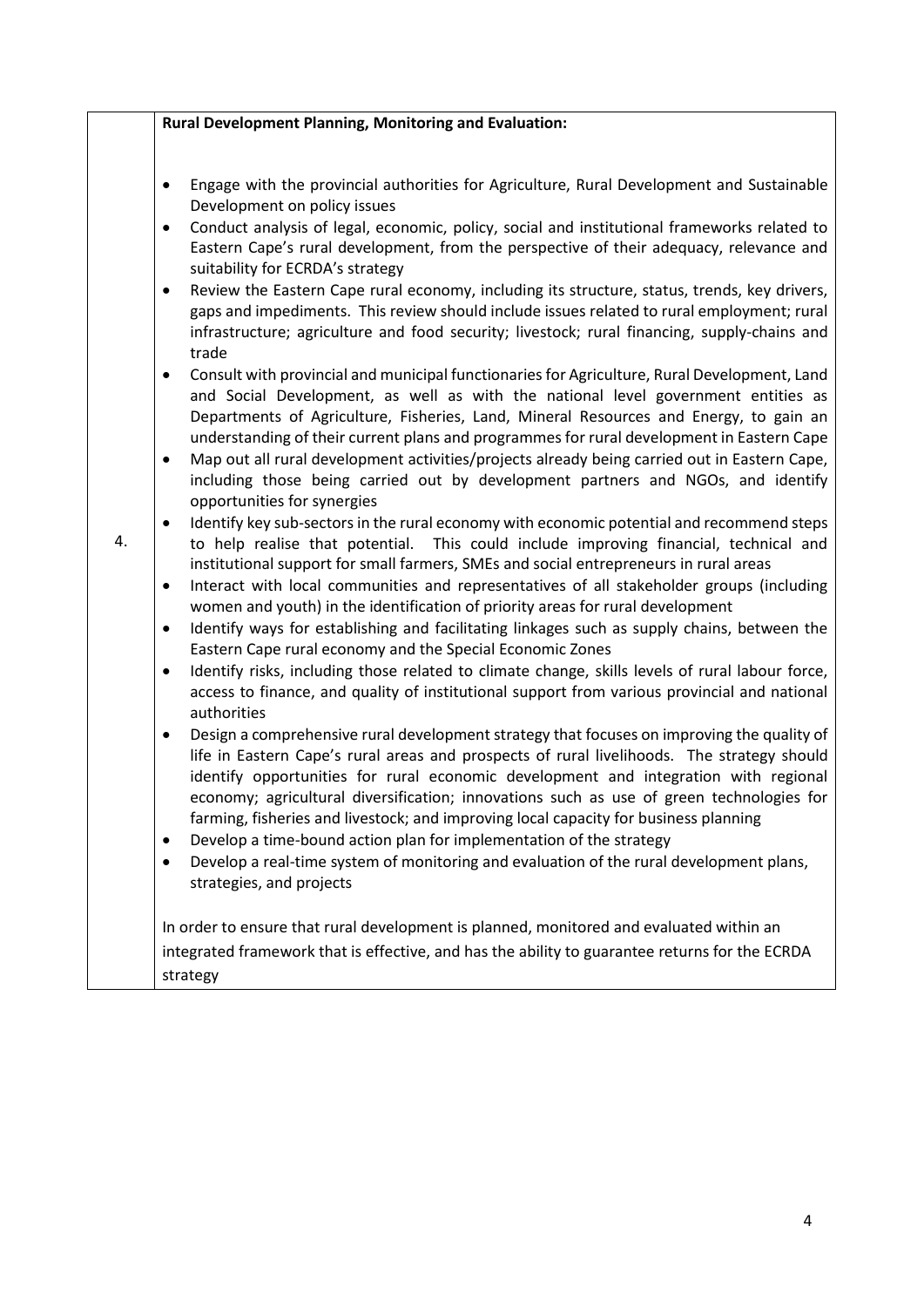| | **Rural Development Planning, Monitoring and Evaluation:** |
|---|---|
| 4. | • Engage with the provincial authorities for Agriculture, Rural Development and Sustainable Development on policy issues<br>• Conduct analysis of legal, economic, policy, social and institutional frameworks related to Eastern Cape's rural development, from the perspective of their adequacy, relevance and suitability for ECRDA's strategy<br>• Review the Eastern Cape rural economy, including its structure, status, trends, key drivers, gaps and impediments. This review should include issues related to rural employment; rural infrastructure; agriculture and food security; livestock; rural financing, supply-chains and trade<br>• Consult with provincial and municipal functionaries for Agriculture, Rural Development, Land and Social Development, as well as with the national level government entities as Departments of Agriculture, Fisheries, Land, Mineral Resources and Energy, to gain an understanding of their current plans and programmes for rural development in Eastern Cape<br>• Map out all rural development activities/projects already being carried out in Eastern Cape, including those being carried out by development partners and NGOs, and identify opportunities for synergies<br>• Identify key sub-sectors in the rural economy with economic potential and recommend steps to help realise that potential. This could include improving financial, technical and institutional support for small farmers, SMEs and social entrepreneurs in rural areas<br>• Interact with local communities and representatives of all stakeholder groups (including women and youth) in the identification of priority areas for rural development<br>• Identify ways for establishing and facilitating linkages such as supply chains, between the Eastern Cape rural economy and the Special Economic Zones<br>• Identify risks, including those related to climate change, skills levels of rural labour force, access to finance, and quality of institutional support from various provincial and national authorities<br>• Design a comprehensive rural development strategy that focuses on improving the quality of life in Eastern Cape's rural areas and prospects of rural livelihoods. The strategy should identify opportunities for rural economic development and integration with regional economy; agricultural diversification; innovations such as use of green technologies for farming, fisheries and livestock; and improving local capacity for business planning<br>• Develop a time-bound action plan for implementation of the strategy<br>• Develop a real-time system of monitoring and evaluation of the rural development plans, strategies, and projects<br><br>In order to ensure that rural development is planned, monitored and evaluated within an integrated framework that is effective, and has the ability to guarantee returns for the ECRDA strategy |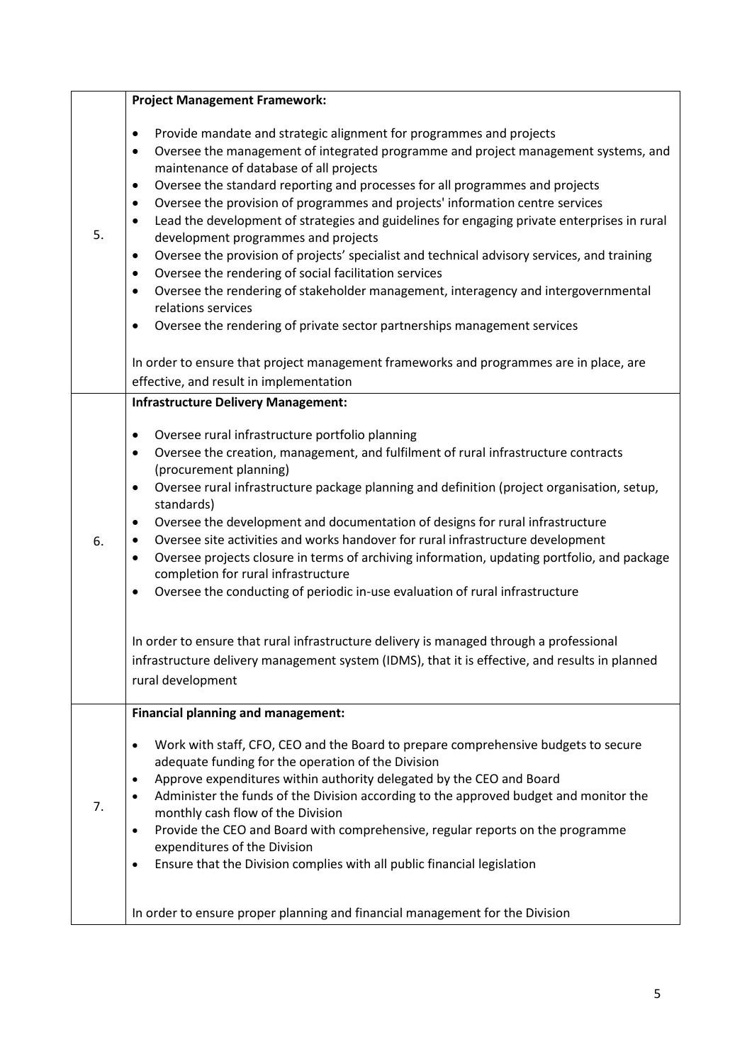| | |
|---|---|
| 5. | **Project Management Framework:**<br><br>• Provide mandate and strategic alignment for programmes and projects<br>• Oversee the management of integrated programme and project management systems, and maintenance of database of all projects<br>• Oversee the standard reporting and processes for all programmes and projects<br>• Oversee the provision of programmes and projects' information centre services<br>• Lead the development of strategies and guidelines for engaging private enterprises in rural development programmes and projects<br>• Oversee the provision of projects' specialist and technical advisory services, and training<br>• Oversee the rendering of social facilitation services<br>• Oversee the rendering of stakeholder management, interagency and intergovernmental relations services<br>• Oversee the rendering of private sector partnerships management services<br><br>In order to ensure that project management frameworks and programmes are in place, are effective, and result in implementation |
| 6. | **Infrastructure Delivery Management:**<br><br>• Oversee rural infrastructure portfolio planning<br>• Oversee the creation, management, and fulfilment of rural infrastructure contracts (procurement planning)<br>• Oversee rural infrastructure package planning and definition (project organisation, setup, standards)<br>• Oversee the development and documentation of designs for rural infrastructure<br>• Oversee site activities and works handover for rural infrastructure development<br>• Oversee projects closure in terms of archiving information, updating portfolio, and package completion for rural infrastructure<br>• Oversee the conducting of periodic in-use evaluation of rural infrastructure<br><br>In order to ensure that rural infrastructure delivery is managed through a professional infrastructure delivery management system (IDMS), that it is effective, and results in planned rural development |
| 7. | **Financial planning and management:**<br><br>• Work with staff, CFO, CEO and the Board to prepare comprehensive budgets to secure adequate funding for the operation of the Division<br>• Approve expenditures within authority delegated by the CEO and Board<br>• Administer the funds of the Division according to the approved budget and monitor the monthly cash flow of the Division<br>• Provide the CEO and Board with comprehensive, regular reports on the programme expenditures of the Division<br>• Ensure that the Division complies with all public financial legislation<br><br>In order to ensure proper planning and financial management for the Division |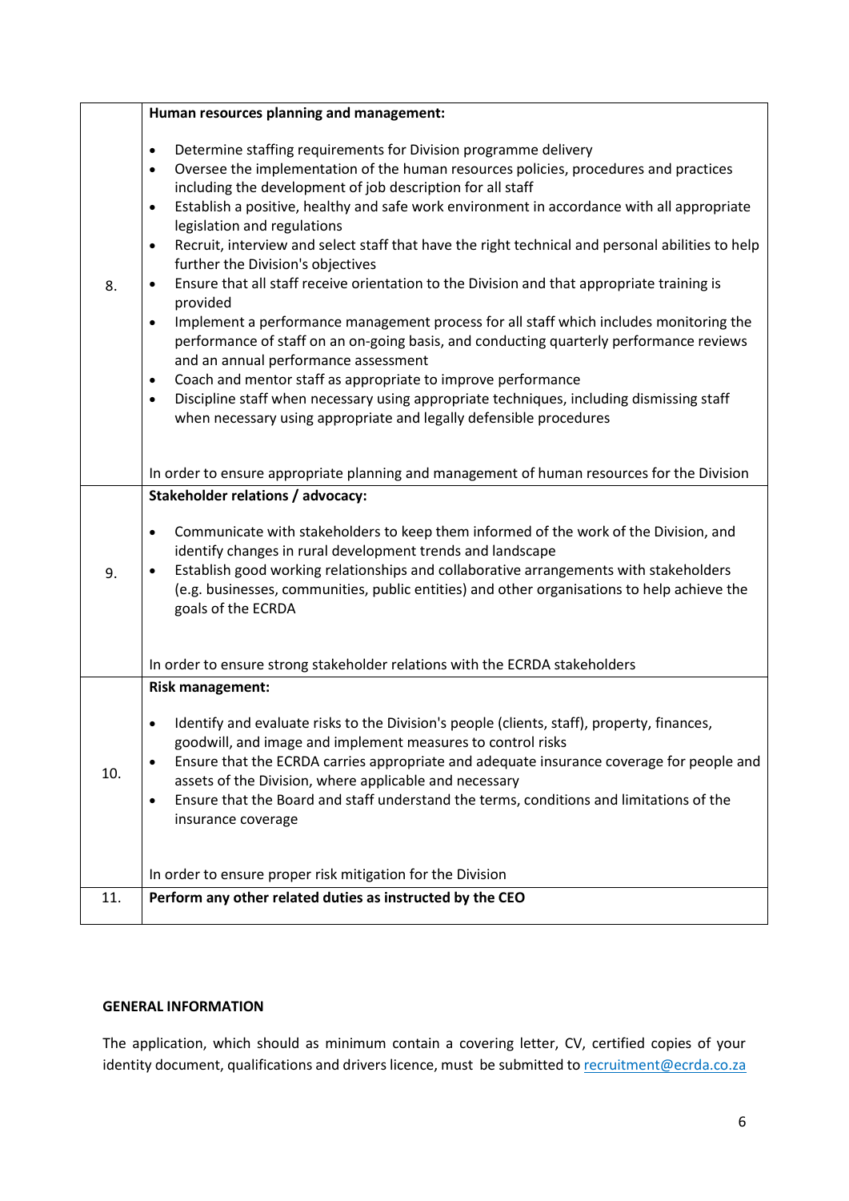| | |
|---|---|
| 8. | **Human resources planning and management:**<br><br>• Determine staffing requirements for Division programme delivery<br>• Oversee the implementation of the human resources policies, procedures and practices including the development of job description for all staff<br>• Establish a positive, healthy and safe work environment in accordance with all appropriate legislation and regulations<br>• Recruit, interview and select staff that have the right technical and personal abilities to help further the Division's objectives<br>• Ensure that all staff receive orientation to the Division and that appropriate training is provided<br>• Implement a performance management process for all staff which includes monitoring the performance of staff on an on-going basis, and conducting quarterly performance reviews and an annual performance assessment<br>• Coach and mentor staff as appropriate to improve performance<br>• Discipline staff when necessary using appropriate techniques, including dismissing staff when necessary using appropriate and legally defensible procedures<br><br>In order to ensure appropriate planning and management of human resources for the Division |
| 9. | **Stakeholder relations / advocacy:**<br><br>• Communicate with stakeholders to keep them informed of the work of the Division, and identify changes in rural development trends and landscape<br>• Establish good working relationships and collaborative arrangements with stakeholders (e.g. businesses, communities, public entities) and other organisations to help achieve the goals of the ECRDA<br><br>In order to ensure strong stakeholder relations with the ECRDA stakeholders |
| 10. | **Risk management:**<br><br>• Identify and evaluate risks to the Division's people (clients, staff), property, finances, goodwill, and image and implement measures to control risks<br>• Ensure that the ECRDA carries appropriate and adequate insurance coverage for people and assets of the Division, where applicable and necessary<br>• Ensure that the Board and staff understand the terms, conditions and limitations of the insurance coverage<br><br>In order to ensure proper risk mitigation for the Division |
| 11. | **Perform any other related duties as instructed by the CEO** |

**GENERAL INFORMATION**

The application, which should as minimum contain a covering letter, CV, certified copies of your identity document, qualifications and drivers licence, must be submitted to recruitment@ecrda.co.za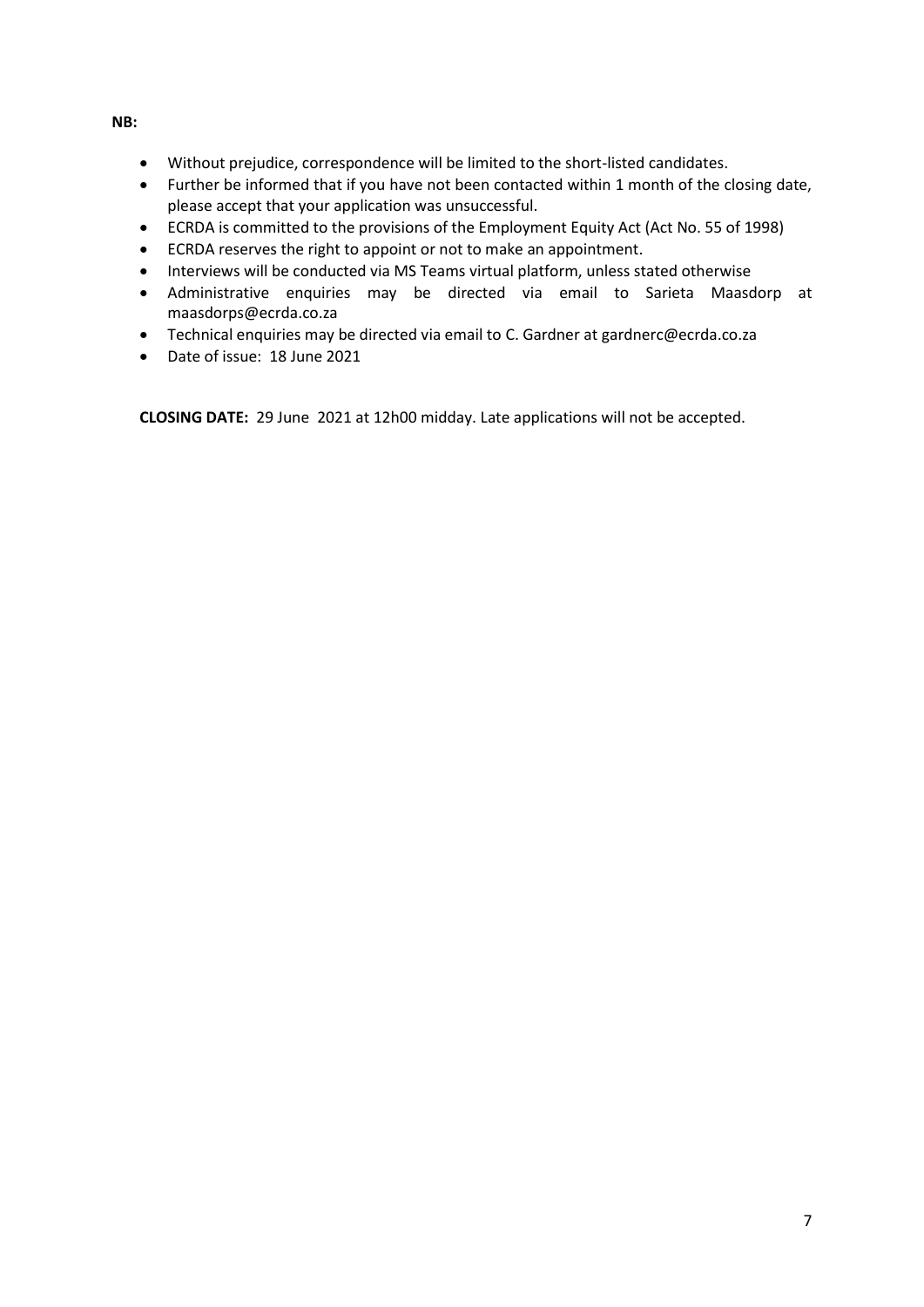**NB:**

- Without prejudice, correspondence will be limited to the short-listed candidates.
- Further be informed that if you have not been contacted within 1 month of the closing date, please accept that your application was unsuccessful.
- ECRDA is committed to the provisions of the Employment Equity Act (Act No. 55 of 1998)
- ECRDA reserves the right to appoint or not to make an appointment.
- Interviews will be conducted via MS Teams virtual platform, unless stated otherwise
- Administrative enquiries may be directed via email to Sarieta Maasdorp at maasdorps@ecrda.co.za
- Technical enquiries may be directed via email to C. Gardner at gardnerc@ecrda.co.za
- Date of issue: 18 June 2021

**CLOSING DATE:** 29 June 2021 at 12h00 midday. Late applications will not be accepted.